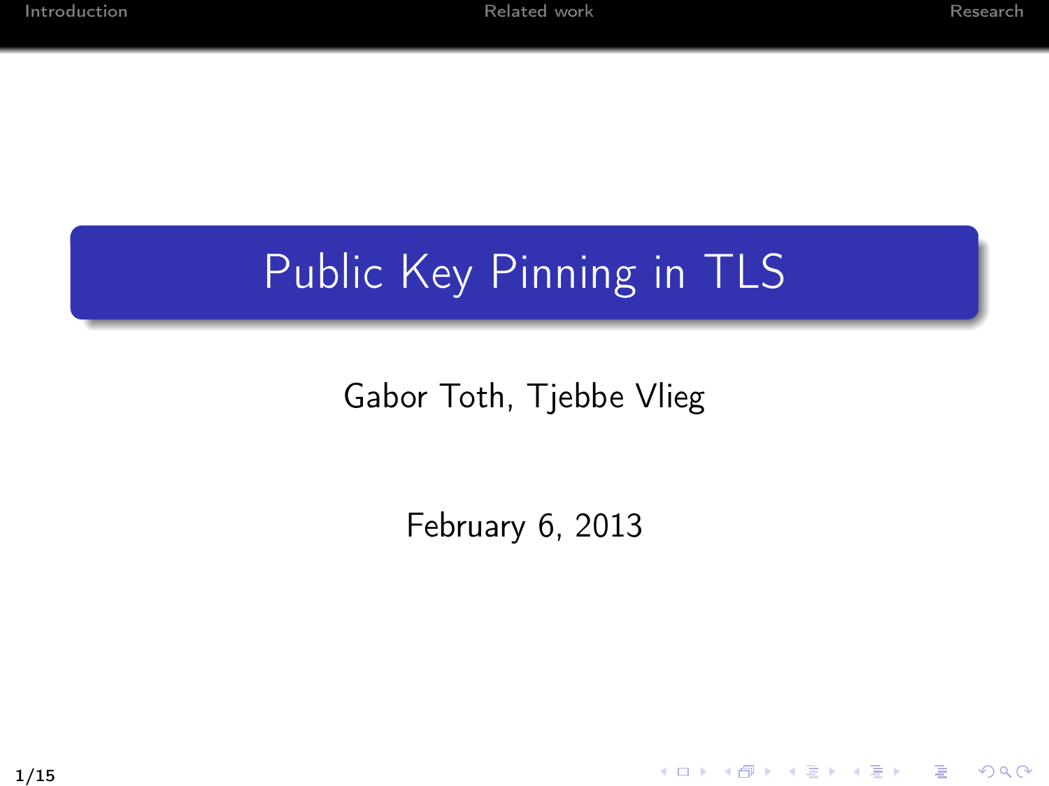# Public Key Pinning in TLS

Gabor Toth, Tjebbe Vlieg

February 6, 2013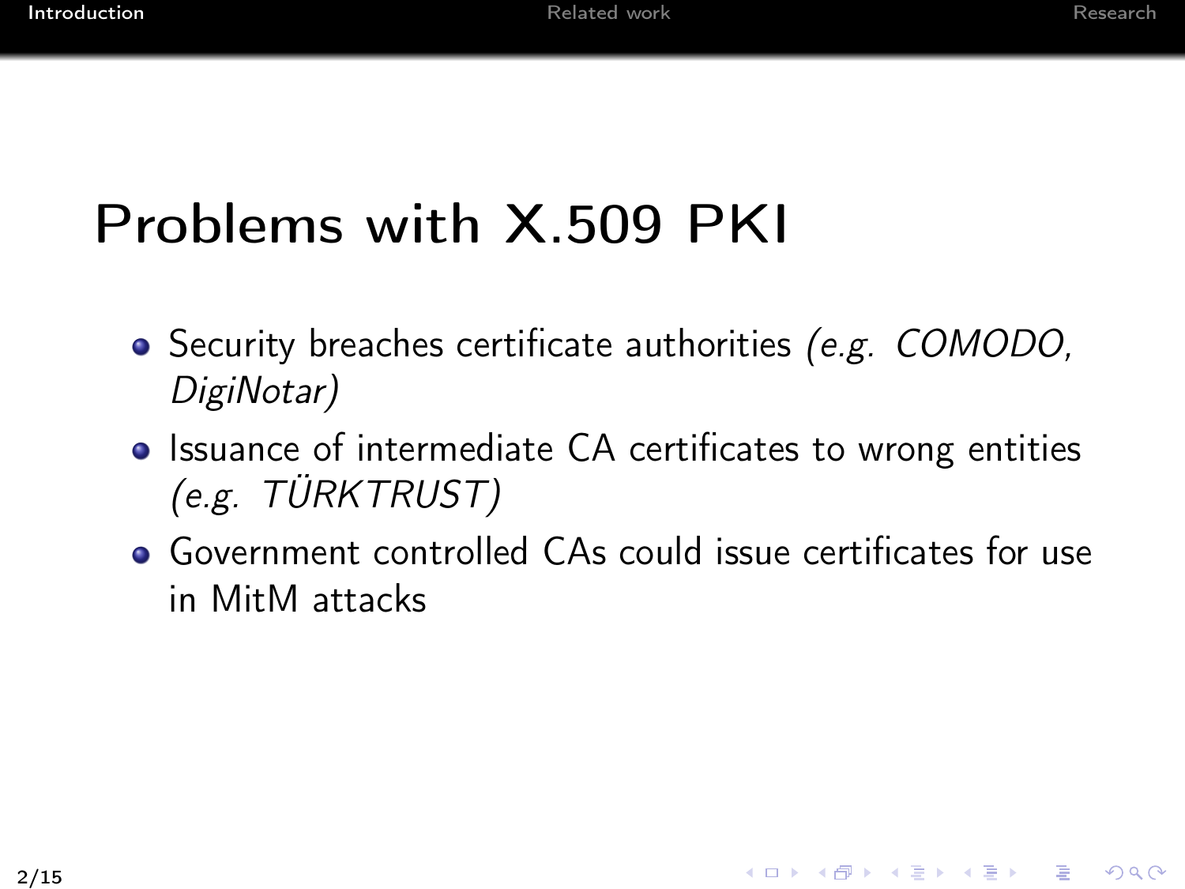# Problems with X.509 PKI

- Security breaches certificate authorities *(e.g. COMODO, DigiNotar)*
- Issuance of intermediate CA certificates to wrong entities *(e.g. TÜRKTRUST)*
- Government controlled CAs could issue certificates for use in MitM attacks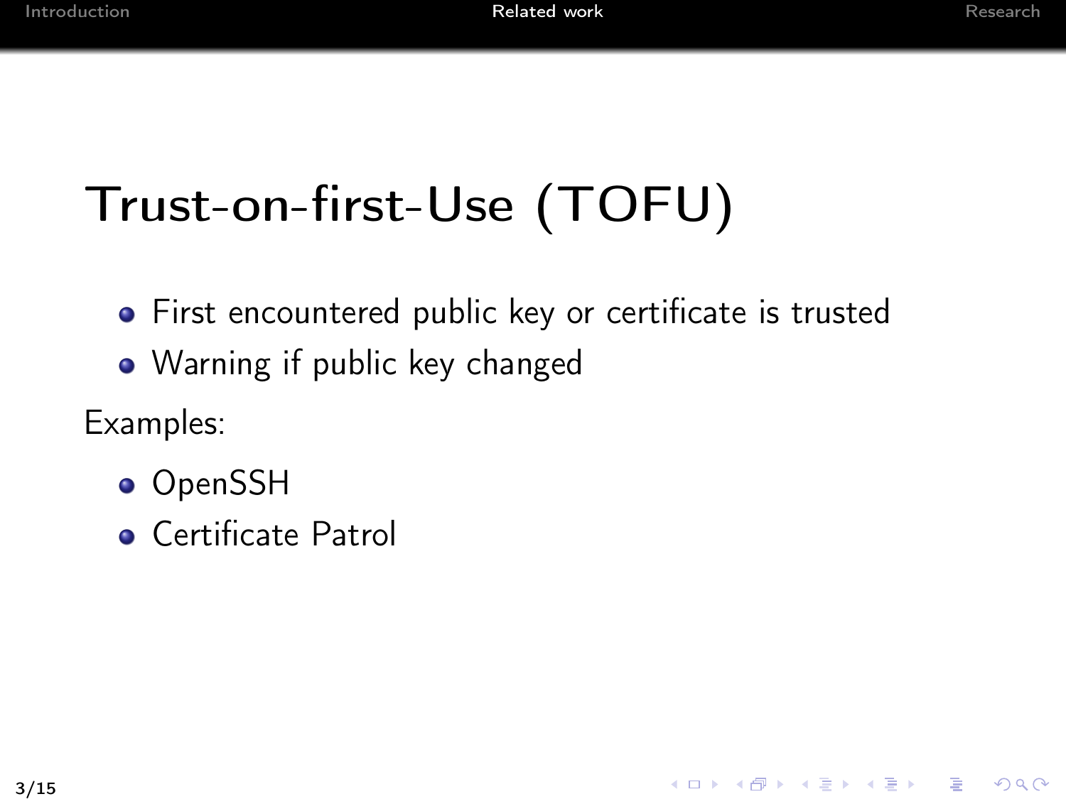# Trust-on-first-Use (TOFU)

- First encountered public key or certificate is trusted
- Warning if public key changed

Examples:

- OpenSSH
- Certificate Patrol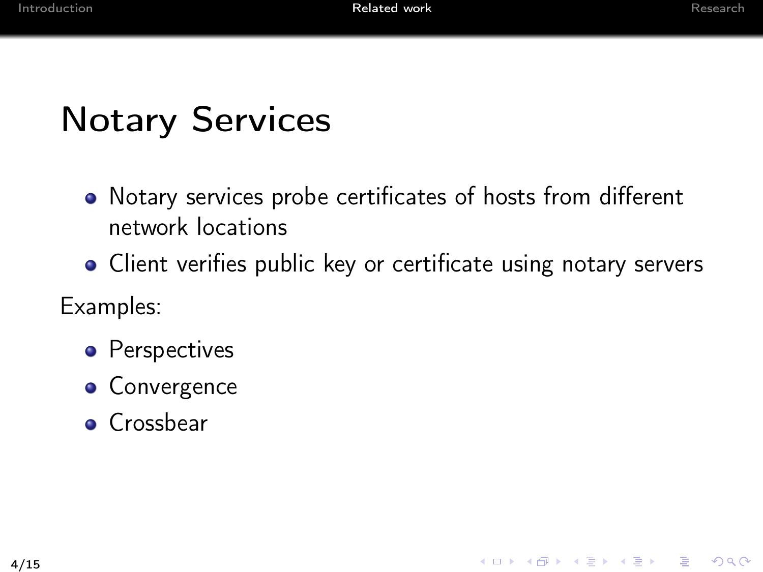# Notary Services

- Notary services probe certificates of hosts from different network locations
- Client verifies public key or certificate using notary servers

Examples:

- Perspectives
- Convergence
- Crossbear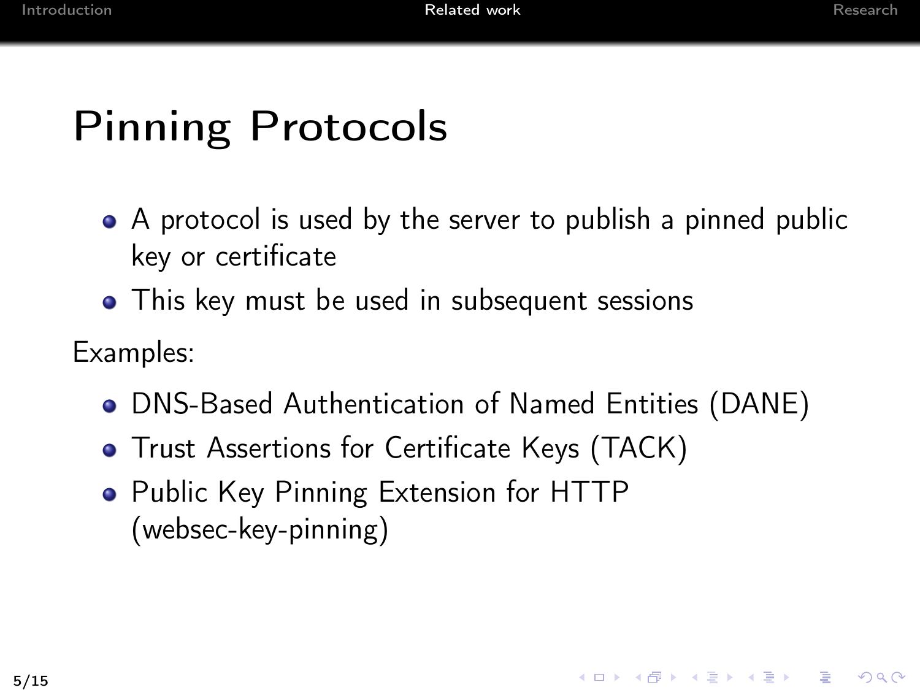# Pinning Protocols

- A protocol is used by the server to publish a pinned public key or certificate
- This key must be used in subsequent sessions

Examples:

- DNS-Based Authentication of Named Entities (DANE)
- Trust Assertions for Certificate Keys (TACK)
- Public Key Pinning Extension for HTTP (websec-key-pinning)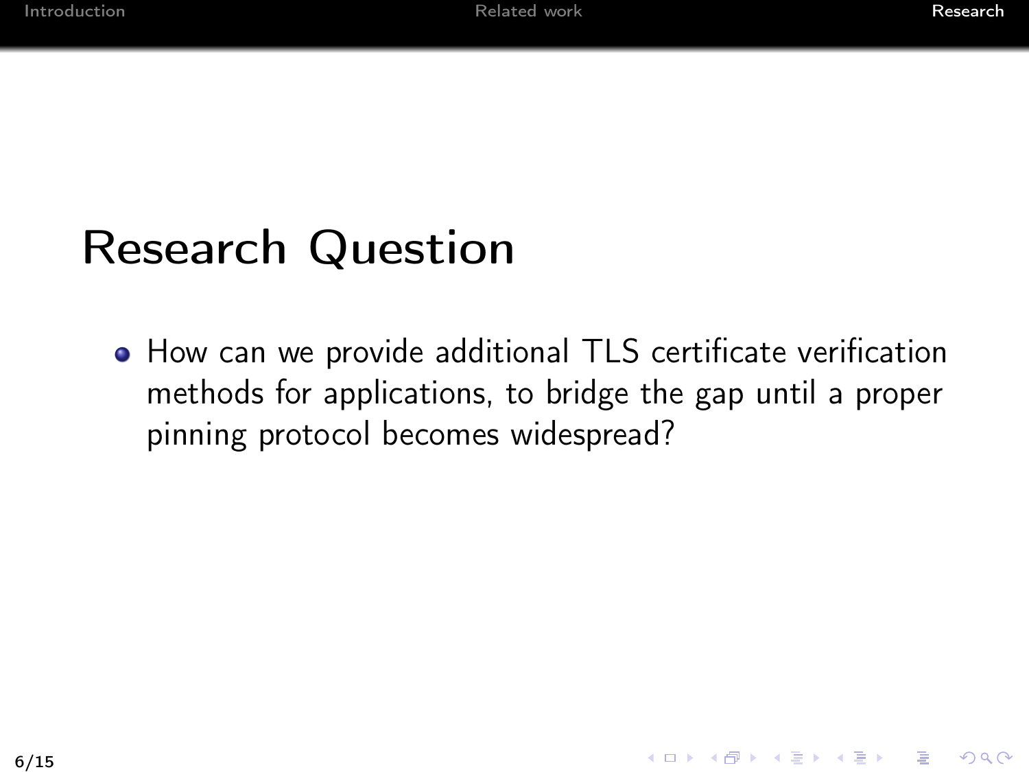# Research Question

- How can we provide additional TLS certificate verification methods for applications, to bridge the gap until a proper pinning protocol becomes widespread?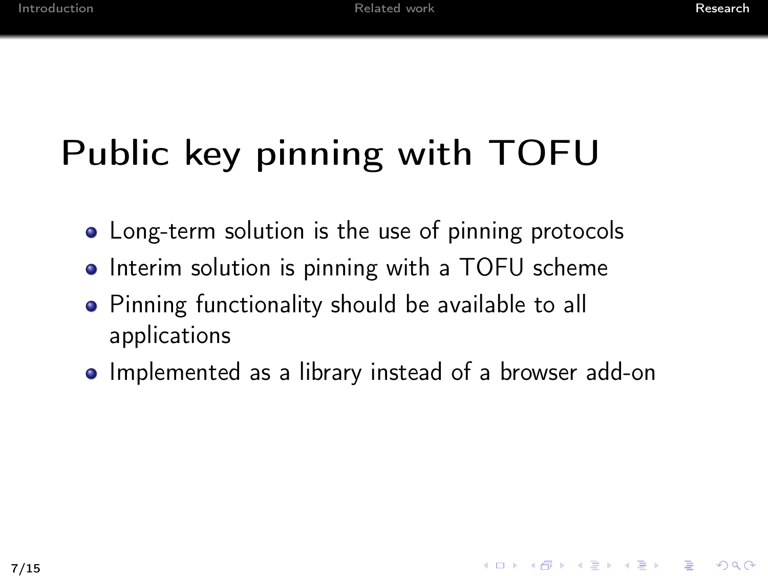# Public key pinning with TOFU

- Long-term solution is the use of pinning protocols
- Interim solution is pinning with a TOFU scheme
- Pinning functionality should be available to all applications
- Implemented as a library instead of a browser add-on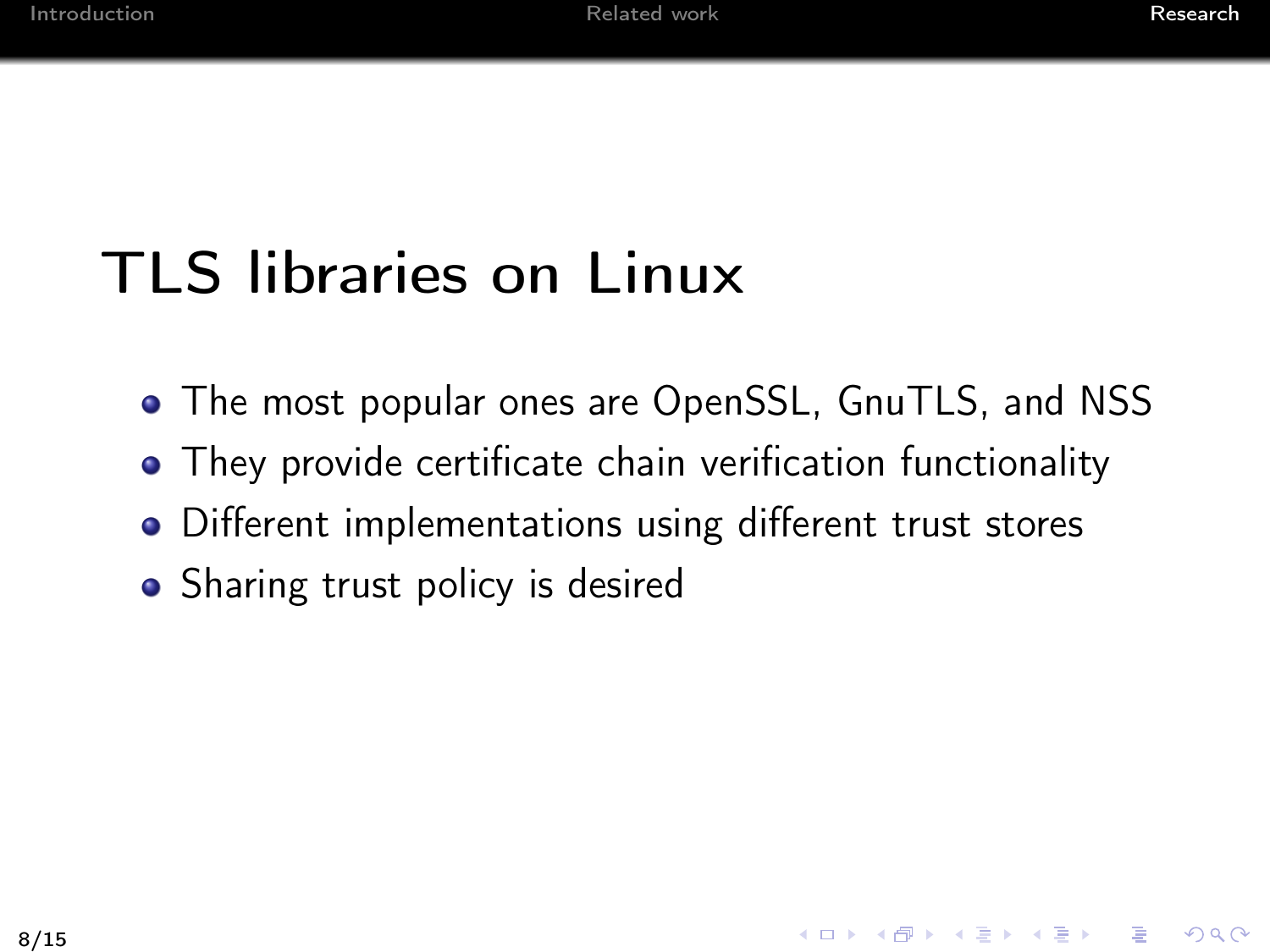# TLS libraries on Linux

- The most popular ones are OpenSSL, GnuTLS, and NSS
- They provide certificate chain verification functionality
- Different implementations using different trust stores
- Sharing trust policy is desired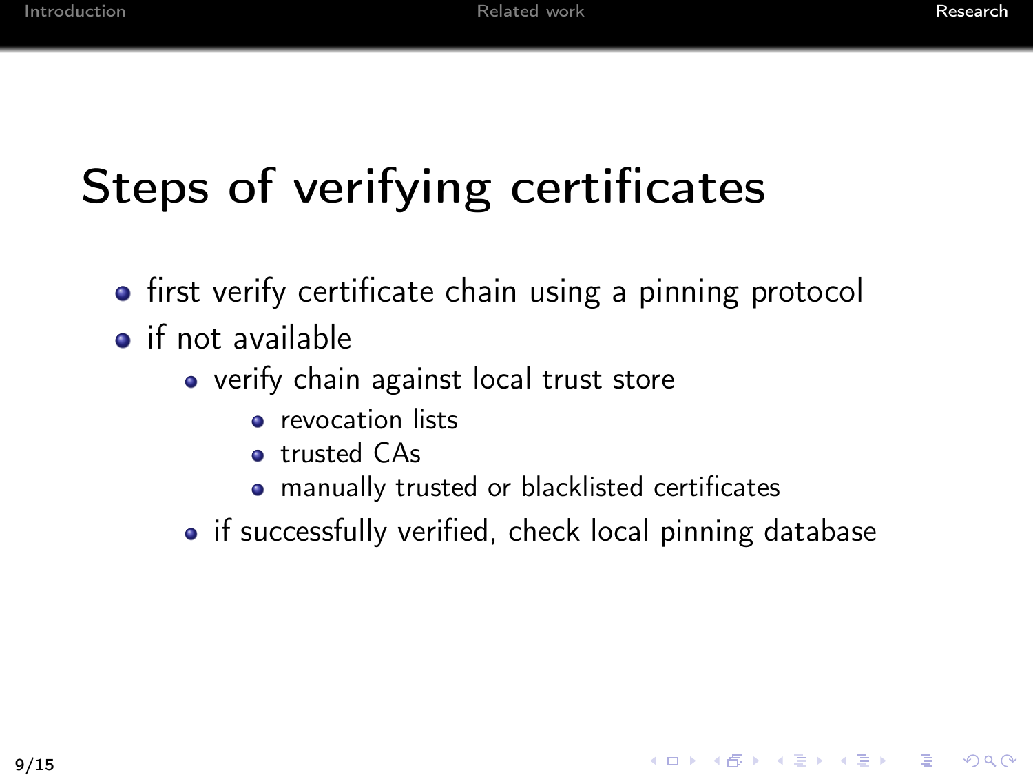# Steps of verifying certificates

- first verify certificate chain using a pinning protocol
- if not available
  - verify chain against local trust store
    - revocation lists
    - trusted CAs
    - manually trusted or blacklisted certificates
  - if successfully verified, check local pinning database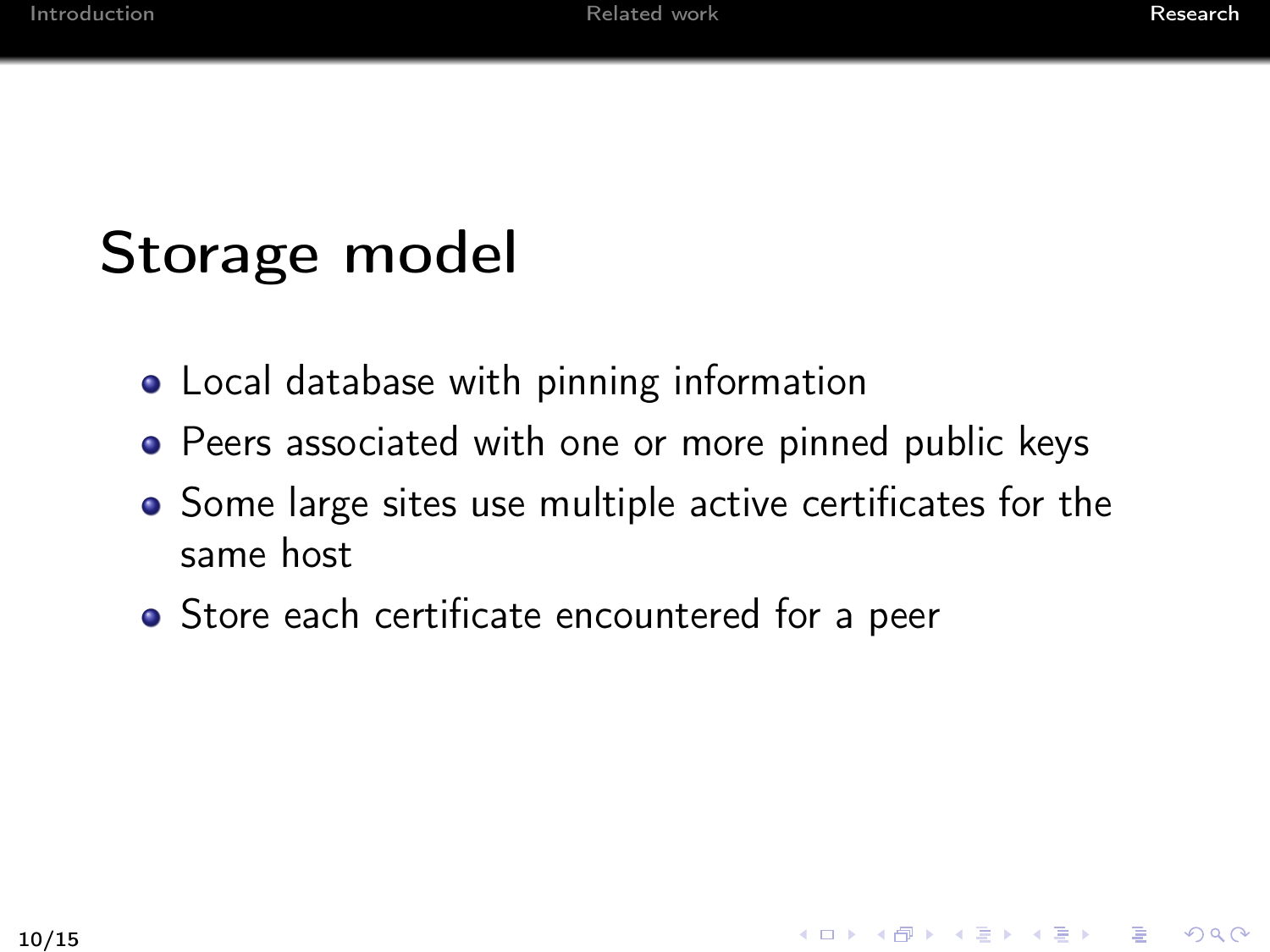## Storage model

- Local database with pinning information
- Peers associated with one or more pinned public keys
- Some large sites use multiple active certificates for the same host
- Store each certificate encountered for a peer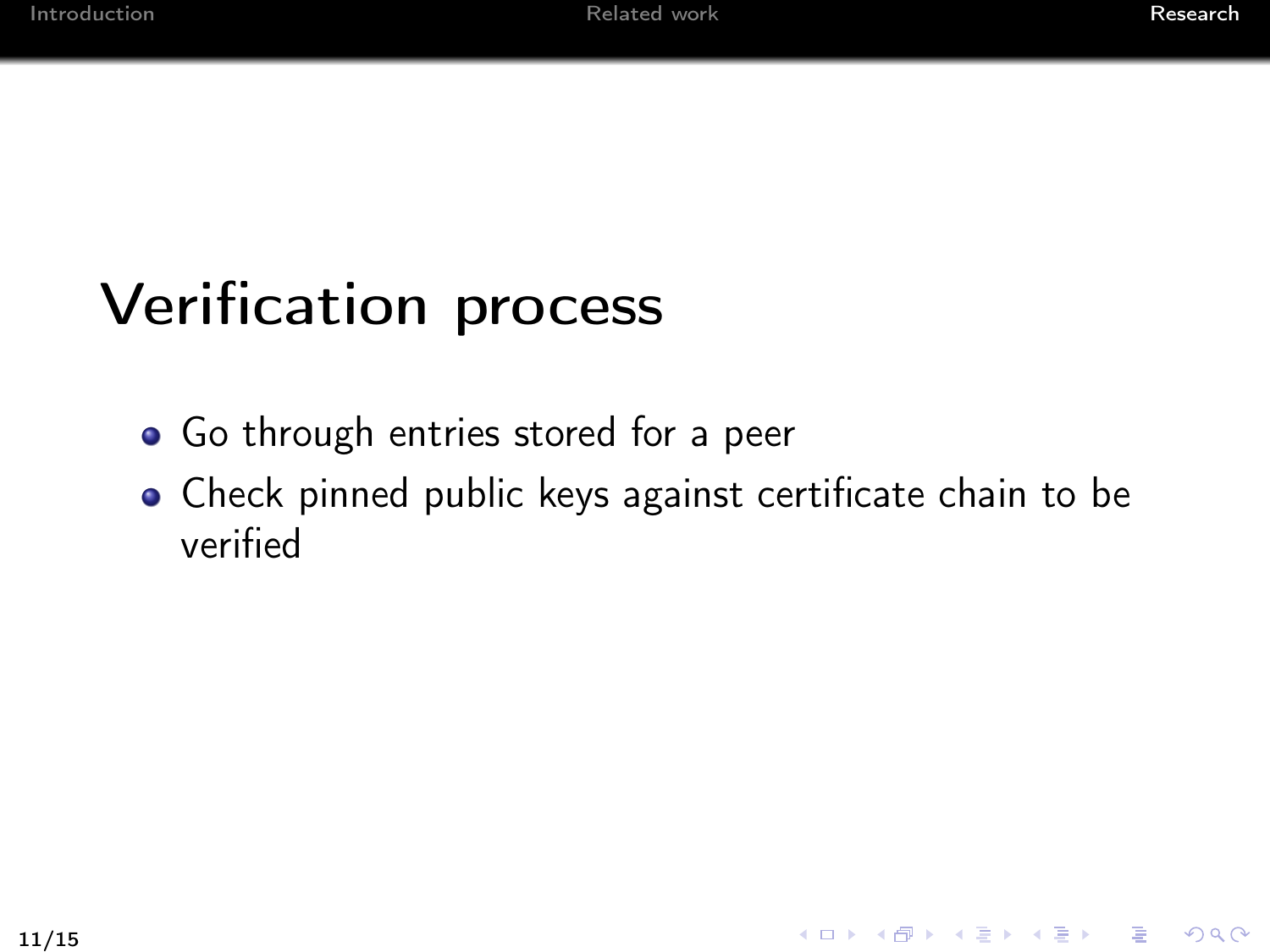# Verification process

- Go through entries stored for a peer
- Check pinned public keys against certificate chain to be verified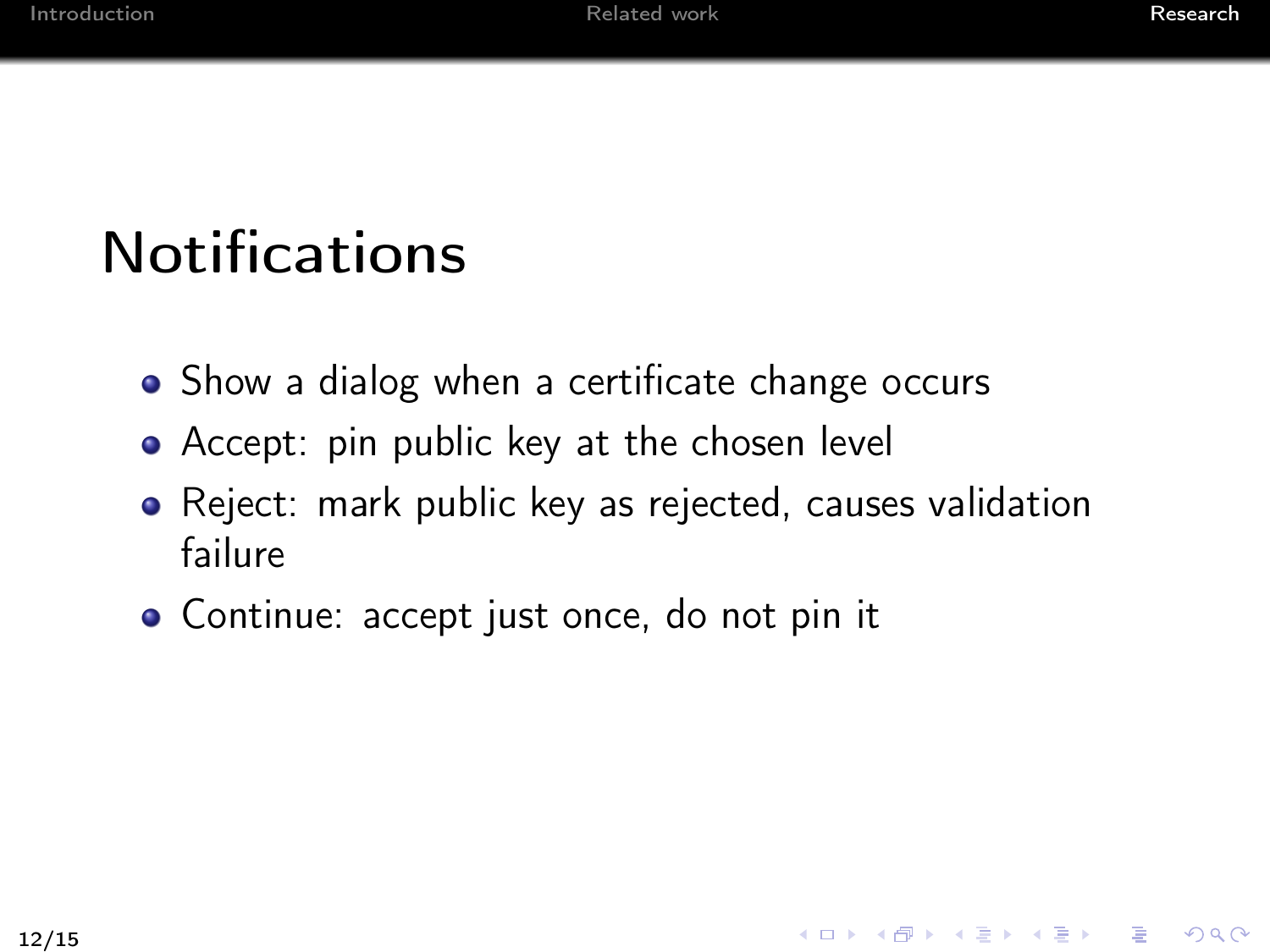# Notifications

- Show a dialog when a certificate change occurs
- Accept: pin public key at the chosen level
- Reject: mark public key as rejected, causes validation failure
- Continue: accept just once, do not pin it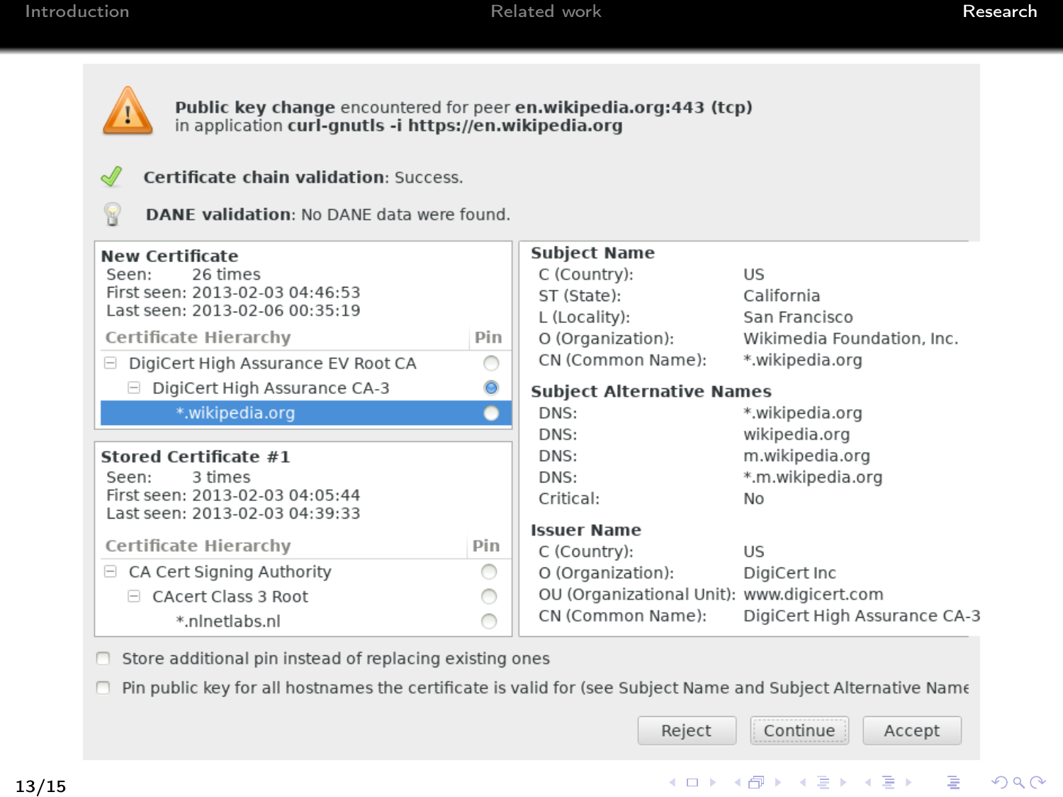**Public key change** encountered for peer **en.wikipedia.org:443 (tcp)**
in application **curl-gnutls -i https://en.wikipedia.org**

**Certificate chain validation**: Success.

**DANE validation**: No DANE data were found.

**New Certificate**
Seen: 26 times
First seen: 2013-02-03 04:46:53
Last seen: 2013-02-06 00:35:19

| Certificate Hierarchy | Pin |
|---|---|
| DigiCert High Assurance EV Root CA | ○ |
| DigiCert High Assurance CA-3 | ● |
| *.wikipedia.org | ○ |

**Stored Certificate #1**
Seen: 3 times
First seen: 2013-02-03 04:05:44
Last seen: 2013-02-03 04:39:33

| Certificate Hierarchy | Pin |
|---|---|
| CA Cert Signing Authority | ○ |
| CAcert Class 3 Root | ○ |
| *.nlnetlabs.nl | ○ |

**Subject Name**

| | |
|---|---|
| C (Country): | US |
| ST (State): | California |
| L (Locality): | San Francisco |
| O (Organization): | Wikimedia Foundation, Inc. |
| CN (Common Name): | *.wikipedia.org |

**Subject Alternative Names**

| | |
|---|---|
| DNS: | *.wikipedia.org |
| DNS: | wikipedia.org |
| DNS: | m.wikipedia.org |
| DNS: | *.m.wikipedia.org |
| Critical: | No |

**Issuer Name**

| | |
|---|---|
| C (Country): | US |
| O (Organization): | DigiCert Inc |
| OU (Organizational Unit): | www.digicert.com |
| CN (Common Name): | DigiCert High Assurance CA-3 |

☐ Store additional pin instead of replacing existing ones

☐ Pin public key for all hostnames the certificate is valid for (see Subject Name and Subject Alternative Name

[Reject] [Continue] [Accept]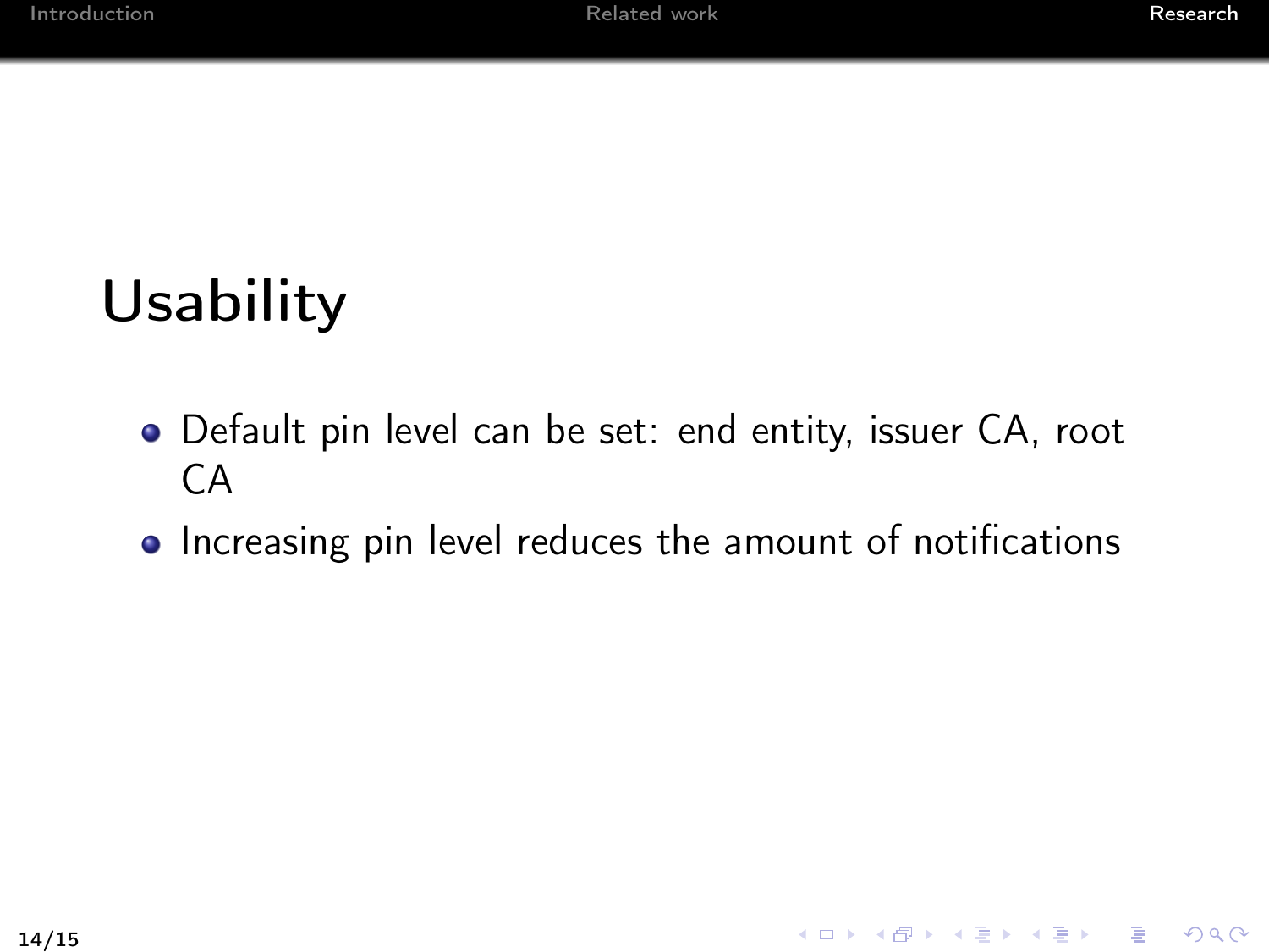# Usability

- Default pin level can be set: end entity, issuer CA, root CA
- Increasing pin level reduces the amount of notifications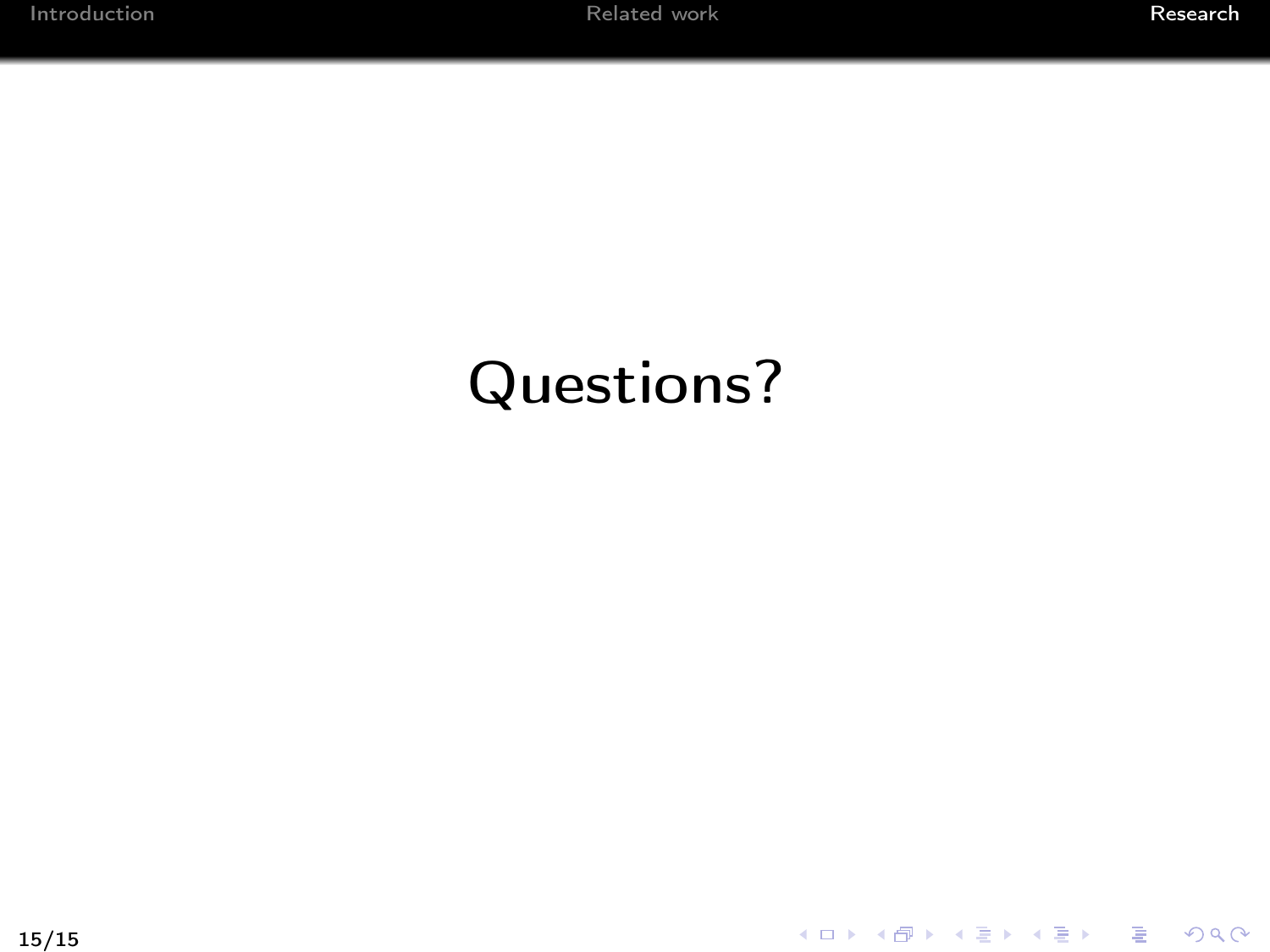# Questions?